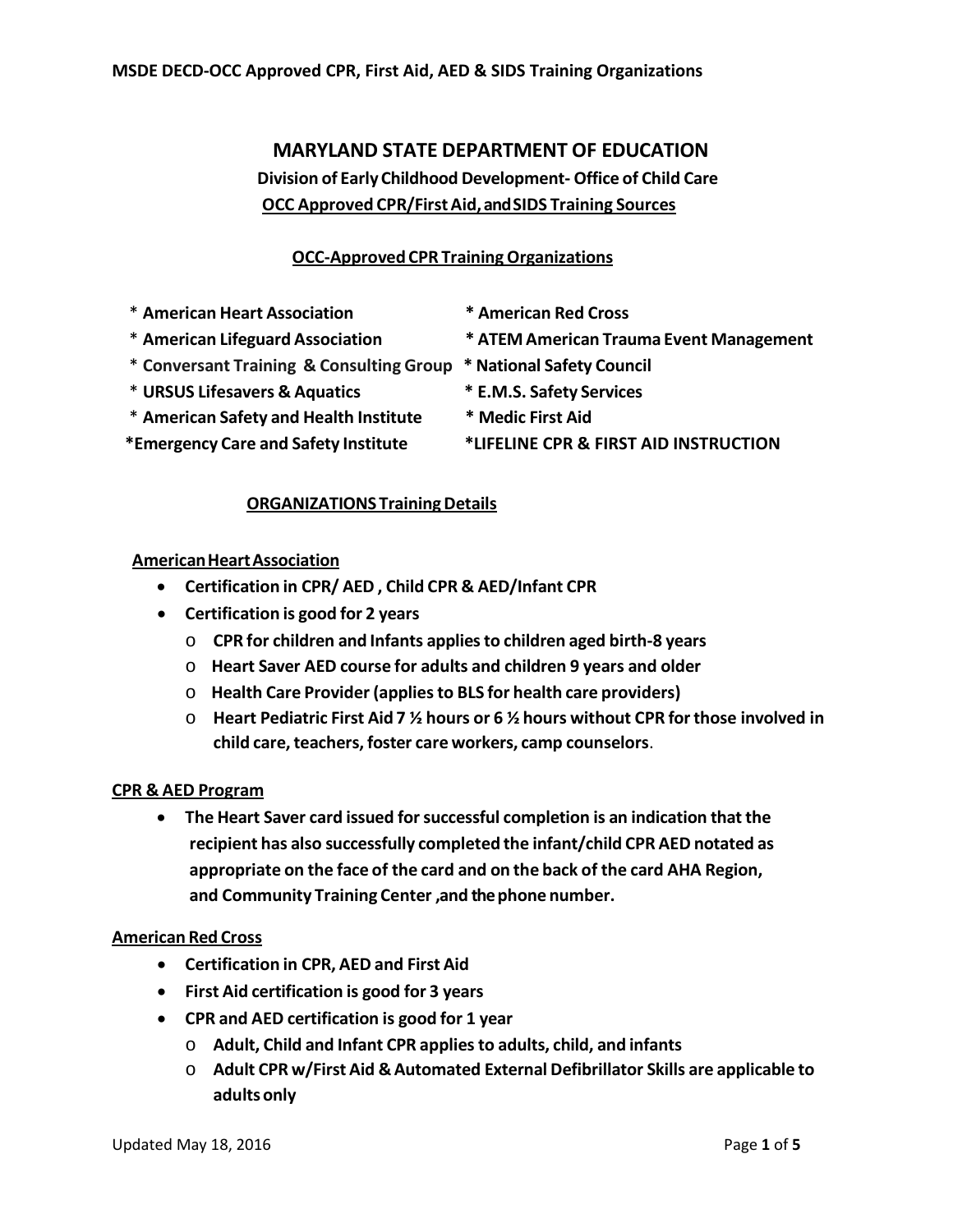# MARYLAND STATE DEPARTMENT OF EDUCATION

**Division of Early Childhood Development- Office of Child Care**

**OCC Approved CPR/First Aid, and SIDS Training Sources**

## OCC-Approved CPR Training Organizations

- * **American Heart Association**
- * **American Red Cross**
- * **American Lifeguard Association**
- * **ATEM American Trauma Event Management**
- * **Conversant Training & Consulting Group**
- * **National Safety Council**
- * **URSUS Lifesavers & Aquatics**
- * **E.M.S. Safety Services**
- * **American Safety and Health Institute**
- * **Medic First Aid**
- ***Emergency Care and Safety Institute**
- ***LIFELINE CPR & FIRST AID INSTRUCTION**

## ORGANIZATIONS Training Details

### American Heart Association

- **Certification in CPR/ AED , Child CPR & AED/Infant CPR**
- **Certification is good for 2 years**
  - **CPR for children and Infants applies to children aged birth-8 years**
  - **Heart Saver AED course for adults and children 9 years and older**
  - **Health Care Provider (applies to BLS for health care providers)**
  - **Heart Pediatric First Aid 7 ½ hours or 6 ½ hours without CPR for those involved in child care, teachers, foster care workers, camp counselors**.

### CPR & AED Program

- **The Heart Saver card issued for successful completion is an indication that the recipient has also successfully completed the infant/child CPR AED notated as appropriate on the face of the card and on the back of the card AHA Region, and Community Training Center ,and the phone number.**

### American Red Cross

- **Certification in CPR, AED and First Aid**
- **First Aid certification is good for 3 years**
- **CPR and AED certification is good for 1 year**
  - **Adult, Child and Infant CPR applies to adults, child, and infants**
  - **Adult CPR w/First Aid & Automated External Defibrillator Skills are applicable to adults only**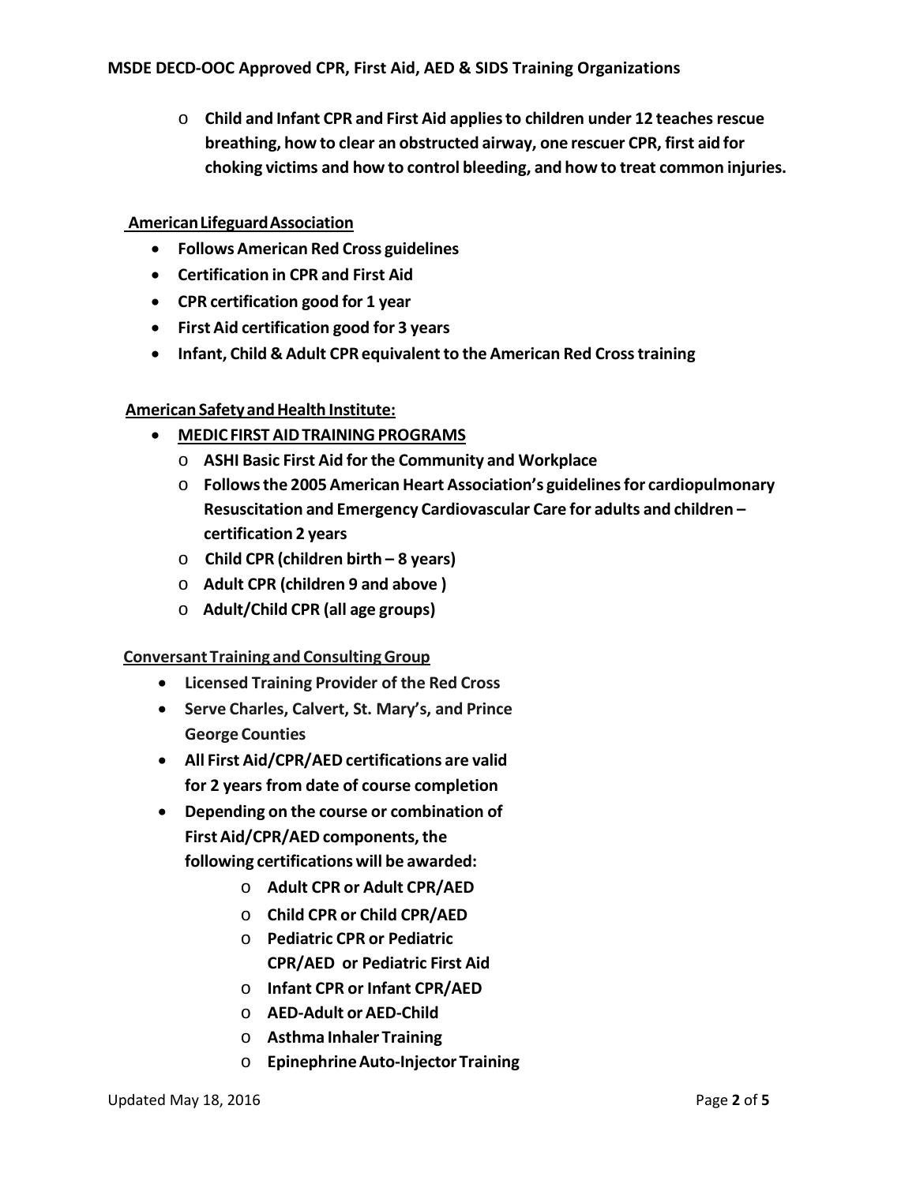- **Child and Infant CPR and First Aid applies to children under 12 teaches rescue breathing, how to clear an obstructed airway, one rescuer CPR, first aid for choking victims and how to control bleeding, and how to treat common injuries.**

**American Lifeguard Association**

- **Follows American Red Cross guidelines**
- **Certification in CPR and First Aid**
- **CPR certification good for 1 year**
- **First Aid certification good for 3 years**
- **Infant, Child & Adult CPR equivalent to the American Red Cross training**

**American Safety and Health Institute:**

- **MEDIC FIRST AID TRAINING PROGRAMS**
  - **ASHI Basic First Aid for the Community and Workplace**
  - **Follows the 2005 American Heart Association's guidelines for cardiopulmonary Resuscitation and Emergency Cardiovascular Care for adults and children – certification 2 years**
  - **Child CPR (children birth – 8 years)**
  - **Adult CPR (children 9 and above )**
  - **Adult/Child CPR (all age groups)**

**Conversant Training and Consulting Group**

- **Licensed Training Provider of the Red Cross**
- **Serve Charles, Calvert, St. Mary's, and Prince George Counties**
- **All First Aid/CPR/AED certifications are valid for 2 years from date of course completion**
- **Depending on the course or combination of First Aid/CPR/AED components, the following certifications will be awarded:**
  - **Adult CPR or Adult CPR/AED**
  - **Child CPR or Child CPR/AED**
  - **Pediatric CPR or Pediatric CPR/AED or Pediatric First Aid**
  - **Infant CPR or Infant CPR/AED**
  - **AED-Adult or AED-Child**
  - **Asthma Inhaler Training**
  - **Epinephrine Auto-Injector Training**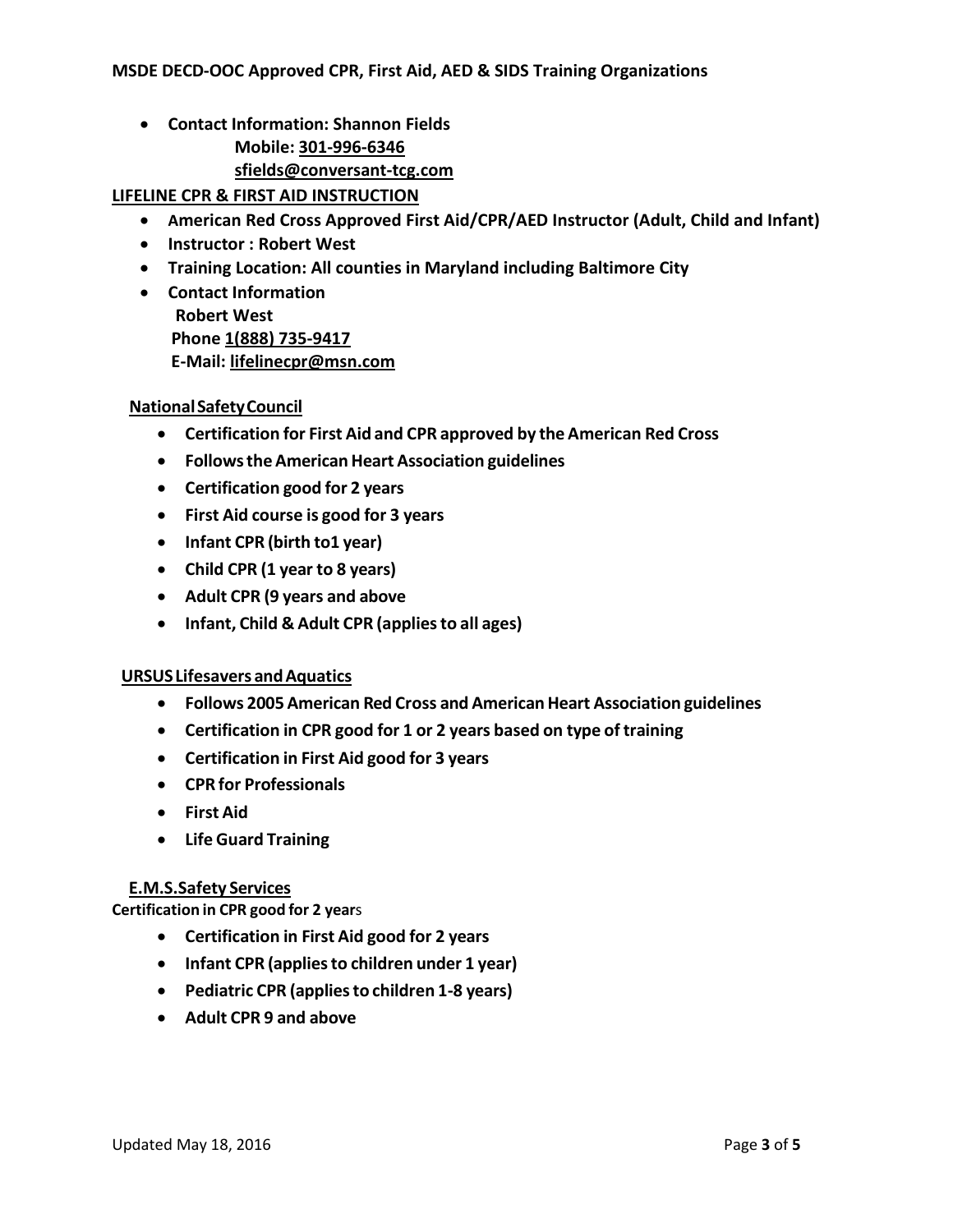**MSDE DECD-OOC Approved CPR, First Aid, AED & SIDS Training Organizations**

- **Contact Information: Shannon Fields**
  **Mobile: 301-996-6346**
  **sfields@conversant-tcg.com**

## LIFELINE CPR & FIRST AID INSTRUCTION

- **American Red Cross Approved First Aid/CPR/AED Instructor (Adult, Child and Infant)**
- **Instructor : Robert West**
- **Training Location: All counties in Maryland including Baltimore City**
- **Contact Information**
  **Robert West**
  **Phone 1(888) 735-9417**
  **E-Mail: lifelinecpr@msn.com**

## National Safety Council

- **Certification for First Aid and CPR approved by the American Red Cross**
- **Follows the American Heart Association guidelines**
- **Certification good for 2 years**
- **First Aid course is good for 3 years**
- **Infant CPR (birth to1 year)**
- **Child CPR (1 year to 8 years)**
- **Adult CPR (9 years and above**
- **Infant, Child & Adult CPR (applies to all ages)**

## URSUS Lifesavers and Aquatics

- **Follows 2005 American Red Cross and American Heart Association guidelines**
- **Certification in CPR good for 1 or 2 years based on type of training**
- **Certification in First Aid good for 3 years**
- **CPR for Professionals**
- **First Aid**
- **Life Guard Training**

## E.M.S.Safety Services

**Certification in CPR good for 2 years**

- **Certification in First Aid good for 2 years**
- **Infant CPR (applies to children under 1 year)**
- **Pediatric CPR (applies to children 1-8 years)**
- **Adult CPR 9 and above**

Updated May 18, 2016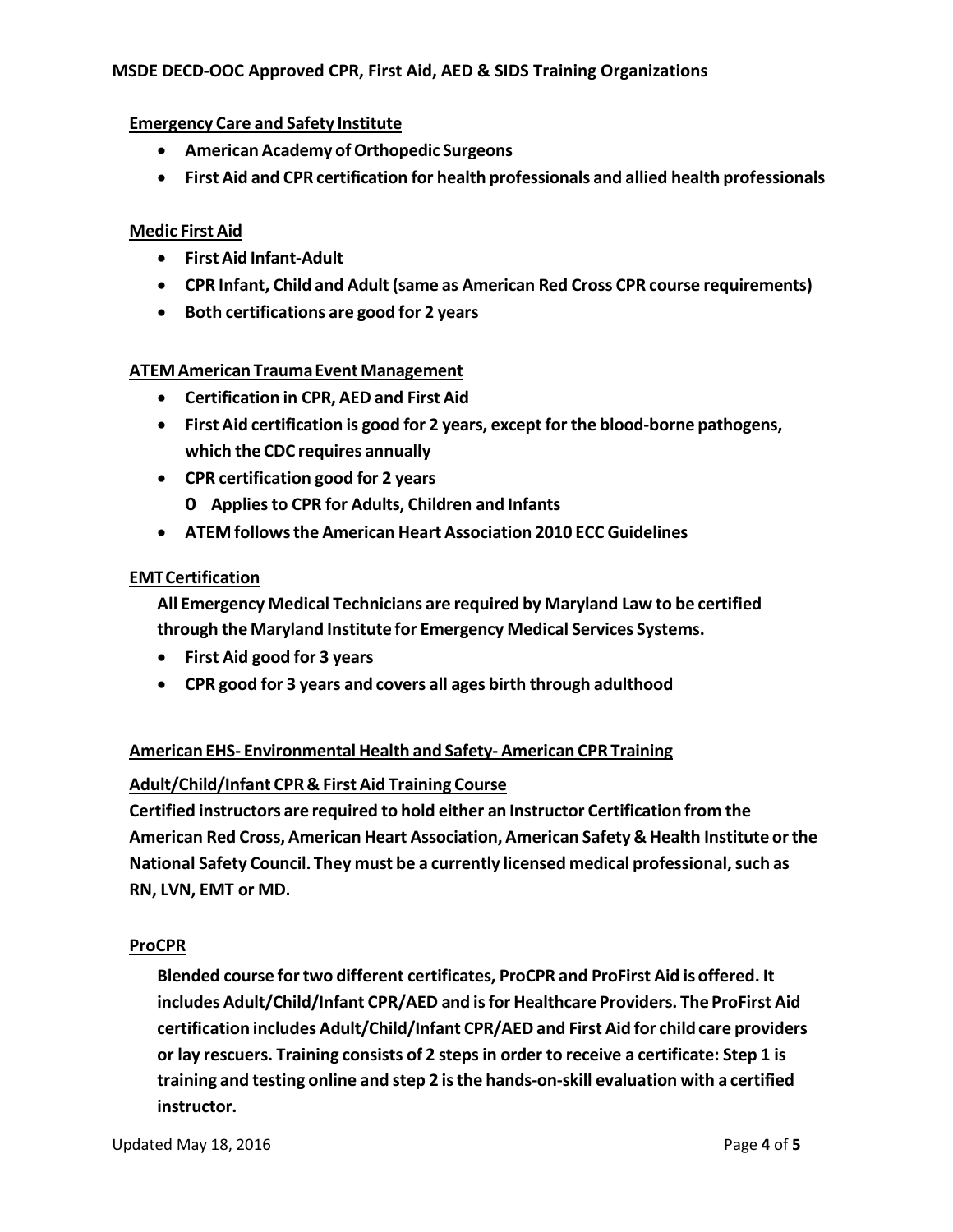**Emergency Care and Safety Institute**

- **American Academy of Orthopedic Surgeons**
- **First Aid and CPR certification for health professionals and allied health professionals**

**Medic First Aid**

- **First Aid Infant-Adult**
- **CPR Infant, Child and Adult (same as American Red Cross CPR course requirements)**
- **Both certifications are good for 2 years**

**ATEM American Trauma Event Management**

- **Certification in CPR, AED and First Aid**
- **First Aid certification is good for 2 years, except for the blood-borne pathogens, which the CDC requires annually**
- **CPR certification good for 2 years**
  - **Applies to CPR for Adults, Children and Infants**
- **ATEM follows the American Heart Association 2010 ECC Guidelines**

**EMT Certification**

**All Emergency Medical Technicians are required by Maryland Law to be certified through the Maryland Institute for Emergency Medical Services Systems.**

- **First Aid good for 3 years**
- **CPR good for 3 years and covers all ages birth through adulthood**

**American EHS- Environmental Health and Safety- American CPR Training**

**Adult/Child/Infant CPR & First Aid Training Course**

**Certified instructors are required to hold either an Instructor Certification from the American Red Cross, American Heart Association, American Safety & Health Institute or the National Safety Council. They must be a currently licensed medical professional, such as RN, LVN, EMT or MD.**

**ProCPR**

**Blended course for two different certificates, ProCPR and ProFirst Aid is offered. It includes Adult/Child/Infant CPR/AED and is for Healthcare Providers. The ProFirst Aid certification includes Adult/Child/Infant CPR/AED and First Aid for child care providers or lay rescuers. Training consists of 2 steps in order to receive a certificate: Step 1 is training and testing online and step 2 is the hands-on-skill evaluation with a certified instructor.**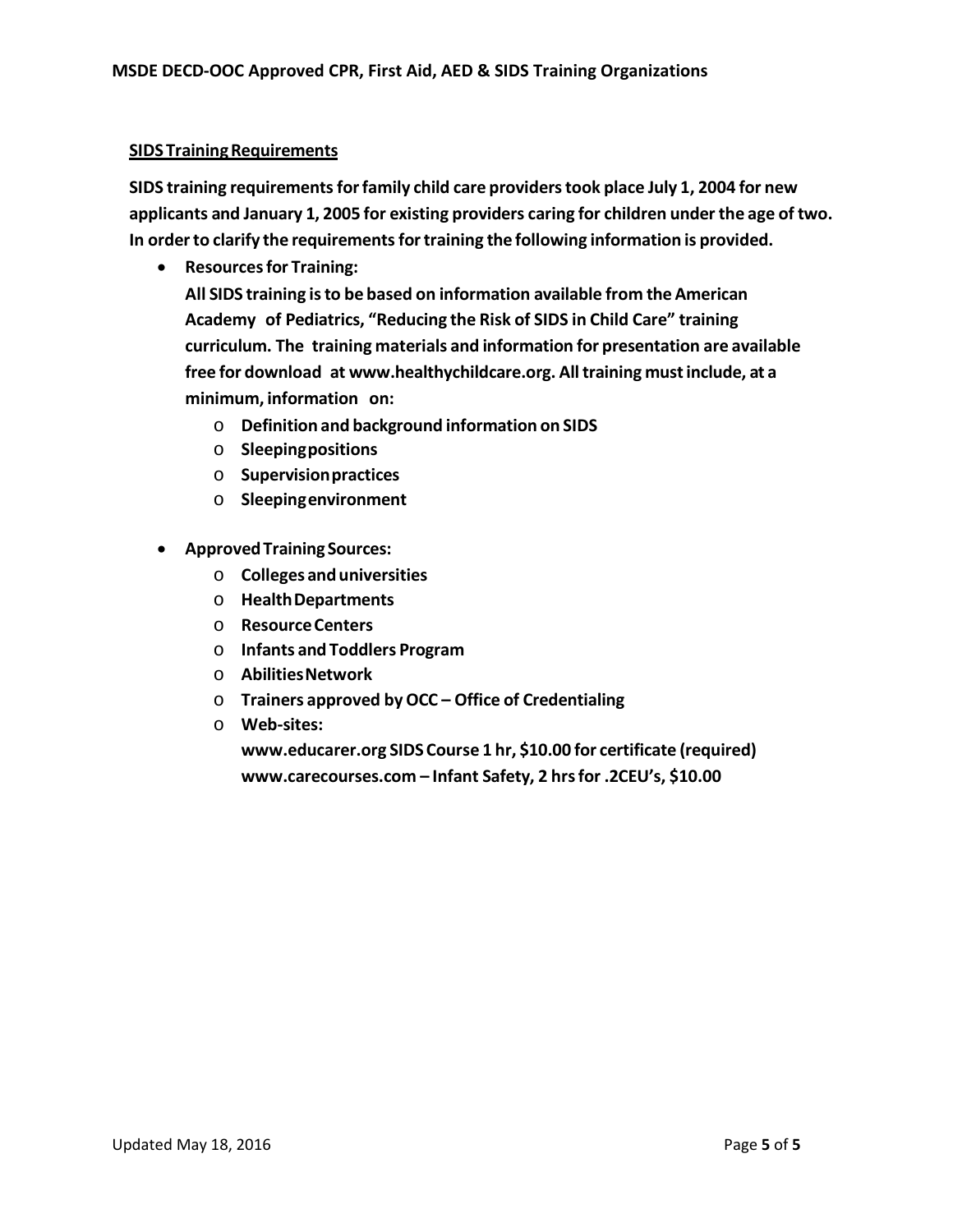## SIDS Training Requirements

**SIDS training requirements for family child care providers took place July 1, 2004 for new applicants and January 1, 2005 for existing providers caring for children under the age of two. In order to clarify the requirements for training the following information is provided.**

- **Resources for Training:**
  **All SIDS training is to be based on information available from the American Academy of Pediatrics, "Reducing the Risk of SIDS in Child Care" training curriculum. The training materials and information for presentation are available free for download at www.healthychildcare.org. All training must include, at a minimum, information on:**
  - **Definition and background information on SIDS**
  - **Sleeping positions**
  - **Supervision practices**
  - **Sleeping environment**

- **Approved Training Sources:**
  - **Colleges and universities**
  - **Health Departments**
  - **Resource Centers**
  - **Infants and Toddlers Program**
  - **Abilities Network**
  - **Trainers approved by OCC – Office of Credentialing**
  - **Web-sites:**
    **www.educarer.org SIDS Course 1 hr, $10.00 for certificate (required)**
    **www.carecourses.com – Infant Safety, 2 hrs for .2CEU's, $10.00**

Updated May 18, 2016